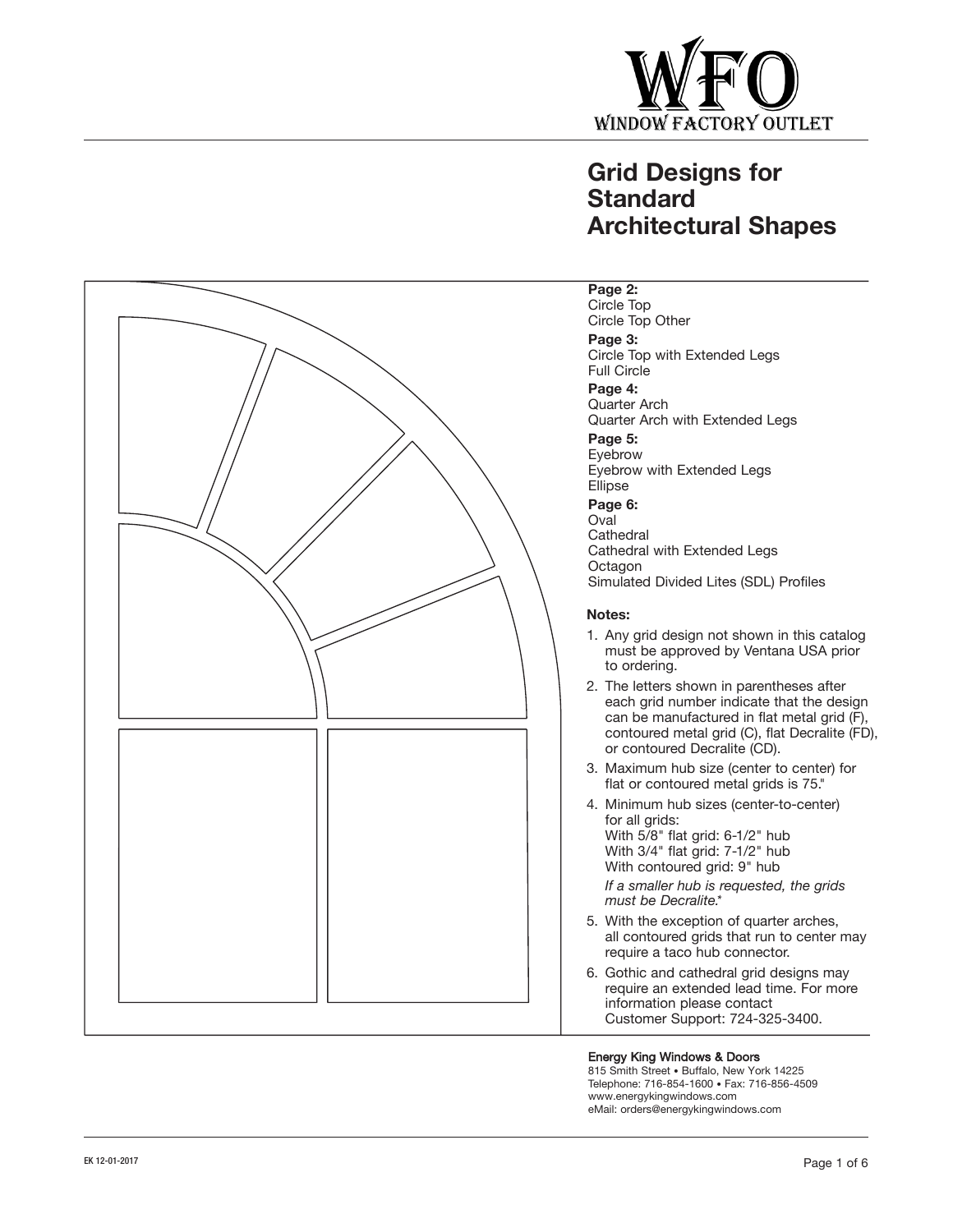WFO
WINDOW FACTORY OUTLET

# Grid Designs for Standard Architectural Shapes

**Page 2:**
Circle Top
Circle Top Other

**Page 3:**
Circle Top with Extended Legs
Full Circle

**Page 4:**
Quarter Arch
Quarter Arch with Extended Legs

**Page 5:**
Eyebrow
Eyebrow with Extended Legs
Ellipse

**Page 6:**
Oval
Cathedral
Cathedral with Extended Legs
Octagon
Simulated Divided Lites (SDL) Profiles

**Notes:**

1. Any grid design not shown in this catalog must be approved by Ventana USA prior to ordering.
2. The letters shown in parentheses after each grid number indicate that the design can be manufactured in flat metal grid (F), contoured metal grid (C), flat Decralite (FD), or contoured Decralite (CD).
3. Maximum hub size (center to center) for flat or contoured metal grids is 75."
4. Minimum hub sizes (center-to-center) for all grids:
   With 5/8" flat grid: 6-1/2" hub
   With 3/4" flat grid: 7-1/2" hub
   With contoured grid: 9" hub

   *If a smaller hub is requested, the grids must be Decralite.**
5. With the exception of quarter arches, all contoured grids that run to center may require a taco hub connector.
6. Gothic and cathedral grid designs may require an extended lead time. For more information please contact Customer Support: 724-325-3400.

**Energy King Windows & Doors**
815 Smith Street • Buffalo, New York 14225
Telephone: 716-854-1600 • Fax: 716-856-4509
www.energykingwindows.com
eMail: orders@energykingwindows.com

EK 12-01-2017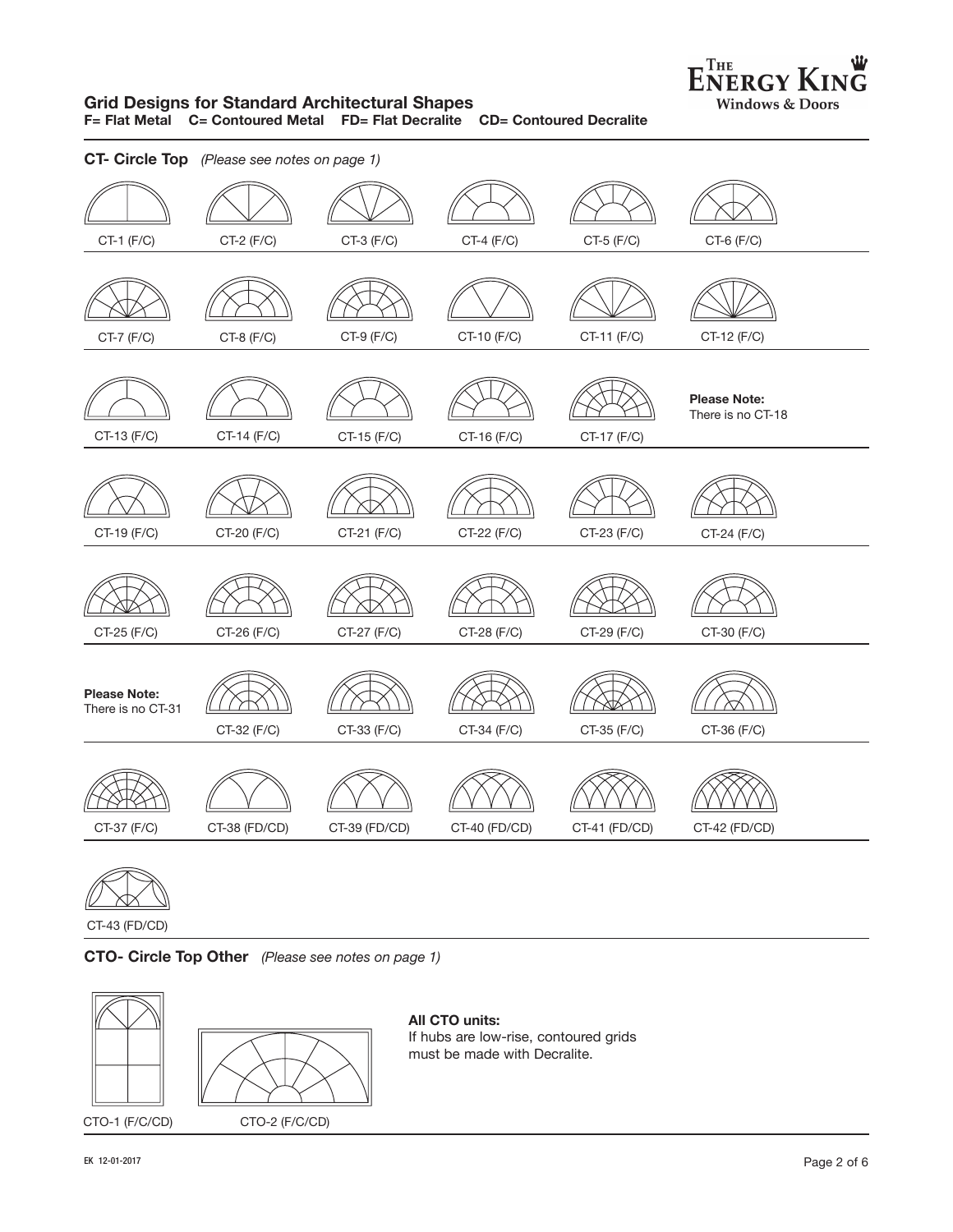# Grid Designs for Standard Architectural Shapes

**F= Flat Metal  C= Contoured Metal  FD= Flat Decralite  CD= Contoured Decralite**

## CT- Circle Top *(Please see notes on page 1)*

CT-1 (F/C)  CT-2 (F/C)  CT-3 (F/C)  CT-4 (F/C)  CT-5 (F/C)  CT-6 (F/C)

CT-7 (F/C)  CT-8 (F/C)  CT-9 (F/C)  CT-10 (F/C)  CT-11 (F/C)  CT-12 (F/C)

CT-13 (F/C)  CT-14 (F/C)  CT-15 (F/C)  CT-16 (F/C)  CT-17 (F/C)

**Please Note:** There is no CT-18

CT-19 (F/C)  CT-20 (F/C)  CT-21 (F/C)  CT-22 (F/C)  CT-23 (F/C)  CT-24 (F/C)

CT-25 (F/C)  CT-26 (F/C)  CT-27 (F/C)  CT-28 (F/C)  CT-29 (F/C)  CT-30 (F/C)

**Please Note:** There is no CT-31

CT-32 (F/C)  CT-33 (F/C)  CT-34 (F/C)  CT-35 (F/C)  CT-36 (F/C)

CT-37 (F/C)  CT-38 (FD/CD)  CT-39 (FD/CD)  CT-40 (FD/CD)  CT-41 (FD/CD)  CT-42 (FD/CD)

CT-43 (FD/CD)

## CTO- Circle Top Other *(Please see notes on page 1)*

CTO-1 (F/C/CD)  CTO-2 (F/C/CD)

**All CTO units:**
If hubs are low-rise, contoured grids must be made with Decralite.

EK 12-01-2017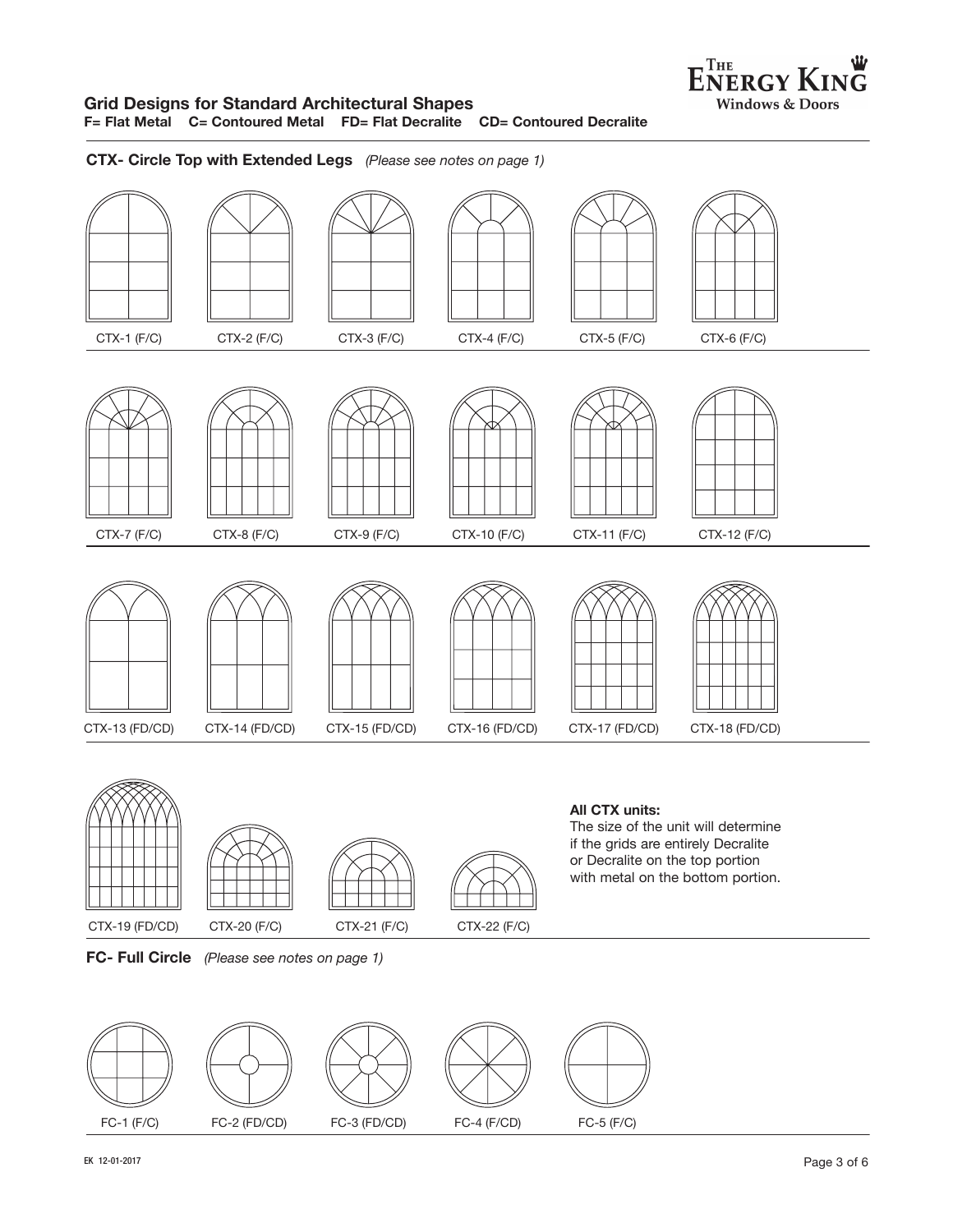## Grid Designs for Standard Architectural Shapes

**F= Flat Metal C= Contoured Metal FD= Flat Decralite CD= Contoured Decralite**

### CTX- Circle Top with Extended Legs *(Please see notes on page 1)*

CTX-1 (F/C) CTX-2 (F/C) CTX-3 (F/C) CTX-4 (F/C) CTX-5 (F/C) CTX-6 (F/C)

CTX-7 (F/C) CTX-8 (F/C) CTX-9 (F/C) CTX-10 (F/C) CTX-11 (F/C) CTX-12 (F/C)

CTX-13 (FD/CD) CTX-14 (FD/CD) CTX-15 (FD/CD) CTX-16 (FD/CD) CTX-17 (FD/CD) CTX-18 (FD/CD)

CTX-19 (FD/CD) CTX-20 (F/C) CTX-21 (F/C) CTX-22 (F/C)

**All CTX units:**
The size of the unit will determine if the grids are entirely Decralite or Decralite on the top portion with metal on the bottom portion.

### FC- Full Circle *(Please see notes on page 1)*

FC-1 (F/C) FC-2 (FD/CD) FC-3 (FD/CD) FC-4 (F/CD) FC-5 (F/C)

EK 12-01-2017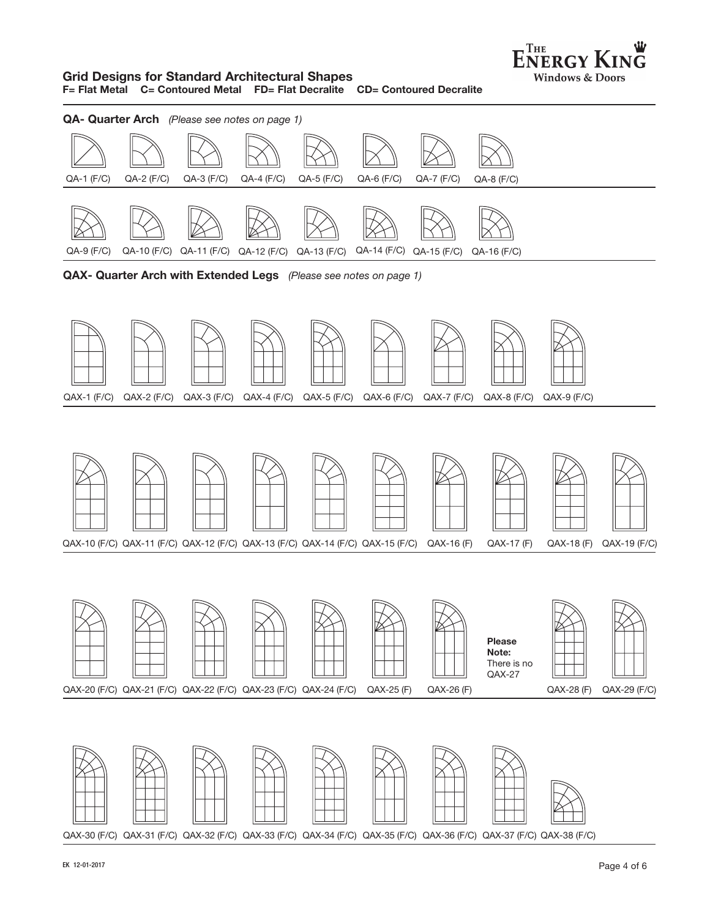## Grid Designs for Standard Architectural Shapes

**F= Flat Metal C= Contoured Metal FD= Flat Decralite CD= Contoured Decralite**

### QA- Quarter Arch *(Please see notes on page 1)*

QA-1 (F/C) QA-2 (F/C) QA-3 (F/C) QA-4 (F/C) QA-5 (F/C) QA-6 (F/C) QA-7 (F/C) QA-8 (F/C)

QA-9 (F/C) QA-10 (F/C) QA-11 (F/C) QA-12 (F/C) QA-13 (F/C) QA-14 (F/C) QA-15 (F/C) QA-16 (F/C)

### QAX- Quarter Arch with Extended Legs *(Please see notes on page 1)*

QAX-1 (F/C) QAX-2 (F/C) QAX-3 (F/C) QAX-4 (F/C) QAX-5 (F/C) QAX-6 (F/C) QAX-7 (F/C) QAX-8 (F/C) QAX-9 (F/C)

QAX-10 (F/C) QAX-11 (F/C) QAX-12 (F/C) QAX-13 (F/C) QAX-14 (F/C) QAX-15 (F/C) QAX-16 (F) QAX-17 (F) QAX-18 (F) QAX-19 (F/C)

QAX-20 (F/C) QAX-21 (F/C) QAX-22 (F/C) QAX-23 (F/C) QAX-24 (F/C) QAX-25 (F) QAX-26 (F)

**Please Note:** There is no QAX-27

QAX-28 (F) QAX-29 (F/C)

QAX-30 (F/C) QAX-31 (F/C) QAX-32 (F/C) QAX-33 (F/C) QAX-34 (F/C) QAX-35 (F/C) QAX-36 (F/C) QAX-37 (F/C) QAX-38 (F/C)

EK 12-01-2017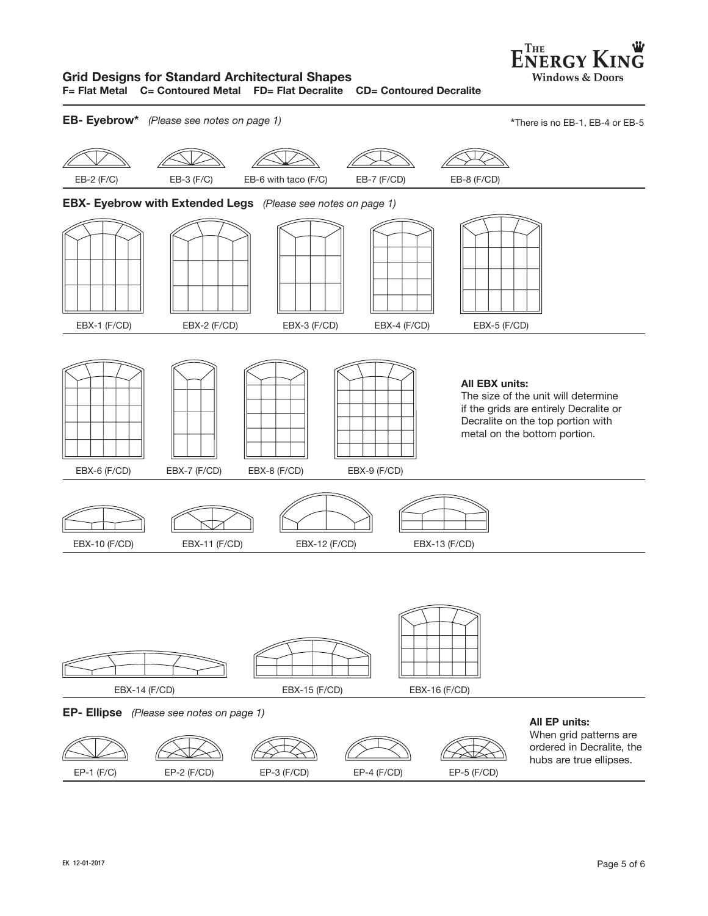## Grid Designs for Standard Architectural Shapes

**F= Flat Metal   C= Contoured Metal   FD= Flat Decralite   CD= Contoured Decralite**

### EB- Eyebrow* *(Please see notes on page 1)*

*There is no EB-1, EB-4 or EB-5

EB-2 (F/C)   EB-3 (F/C)   EB-6 with taco (F/C)   EB-7 (F/CD)   EB-8 (F/CD)

### EBX- Eyebrow with Extended Legs *(Please see notes on page 1)*

EBX-1 (F/CD)   EBX-2 (F/CD)   EBX-3 (F/CD)   EBX-4 (F/CD)   EBX-5 (F/CD)

EBX-6 (F/CD)   EBX-7 (F/CD)   EBX-8 (F/CD)   EBX-9 (F/CD)

**All EBX units:**
The size of the unit will determine if the grids are entirely Decralite or Decralite on the top portion with metal on the bottom portion.

EBX-10 (F/CD)   EBX-11 (F/CD)   EBX-12 (F/CD)   EBX-13 (F/CD)

EBX-14 (F/CD)   EBX-15 (F/CD)   EBX-16 (F/CD)

### EP- Ellipse *(Please see notes on page 1)*

EP-1 (F/C)   EP-2 (F/CD)   EP-3 (F/CD)   EP-4 (F/CD)   EP-5 (F/CD)

**All EP units:**
When grid patterns are ordered in Decralite, the hubs are true ellipses.

EK 12-01-2017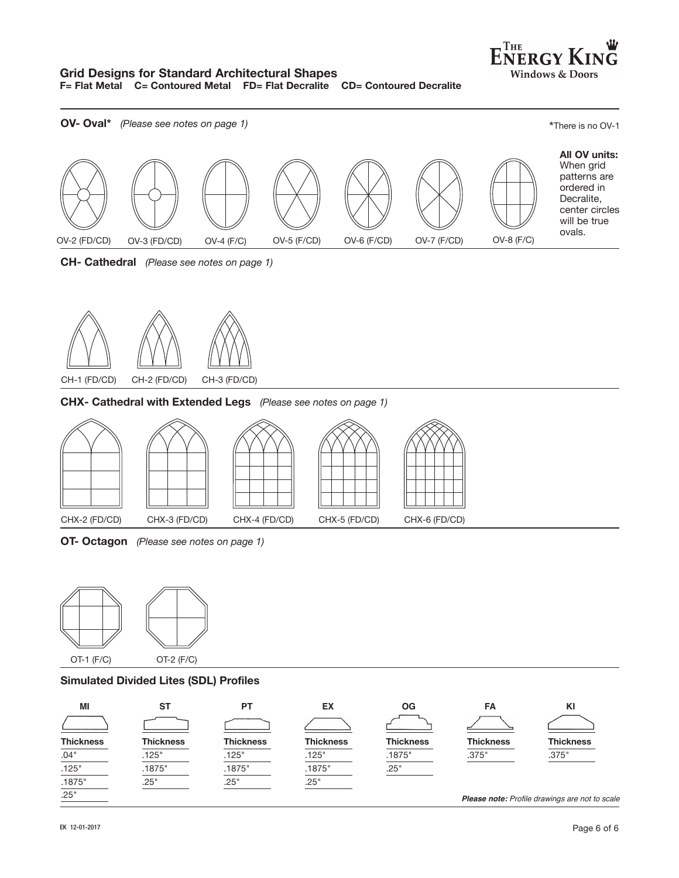## Grid Designs for Standard Architectural Shapes

**F= Flat Metal  C= Contoured Metal  FD= Flat Decralite  CD= Contoured Decralite**

### OV- Oval* *(Please see notes on page 1)*

*There is no OV-1

OV-2 (FD/CD)  OV-3 (FD/CD)  OV-4 (F/C)  OV-5 (F/CD)  OV-6 (F/CD)  OV-7 (F/CD)  OV-8 (F/C)

**All OV units:** When grid patterns are ordered in Decralite, center circles will be true ovals.

### CH- Cathedral *(Please see notes on page 1)*

CH-1 (FD/CD)  CH-2 (FD/CD)  CH-3 (FD/CD)

### CHX- Cathedral with Extended Legs *(Please see notes on page 1)*

CHX-2 (FD/CD)  CHX-3 (FD/CD)  CHX-4 (FD/CD)  CHX-5 (FD/CD)  CHX-6 (FD/CD)

### OT- Octagon *(Please see notes on page 1)*

OT-1 (F/C)  OT-2 (F/C)

### Simulated Divided Lites (SDL) Profiles

| MI | ST | PT | EX | OG | FA | KI |
|---|---|---|---|---|---|---|
| **Thickness** | **Thickness** | **Thickness** | **Thickness** | **Thickness** | **Thickness** | **Thickness** |
| .04" | .125" | .125" | .125" | .1875" | .375" | .375" |
| .125" | .1875" | .1875" | .1875" | .25" | | |
| .1875" | .25" | .25" | .25" | | | |
| .25" | | | | | | |

***Please note:** Profile drawings are not to scale*

EK 12-01-2017